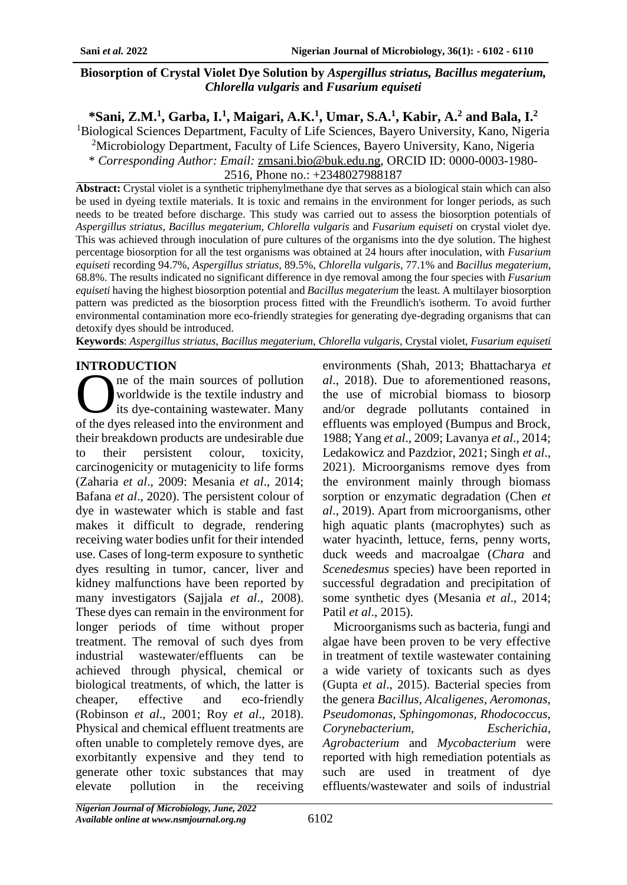**Biosorption of Crystal Violet Dye Solution by *Aspergillus striatus, Bacillus megaterium, Chlorella vulgaris* and *Fusarium equiseti***

**\*Sani, Z.M.[1], Garba, I.[1], Maigari, A.K.[1], Umar, S.A.[1], Kabir, A.[2] and Bala, I.[2]**

[1]Biological Sciences Department, Faculty of Life Sciences, Bayero University, Kano, Nigeria
[2]Microbiology Department, Faculty of Life Sciences, Bayero University, Kano, Nigeria
\* *Corresponding Author: Email:* zmsani.bio@buk.edu.ng, ORCID ID: 0000-0003-1980-2516, Phone no.: +2348027988187

**Abstract:** Crystal violet is a synthetic triphenylmethane dye that serves as a biological stain which can also be used in dyeing textile materials. It is toxic and remains in the environment for longer periods, as such needs to be treated before discharge. This study was carried out to assess the biosorption potentials of *Aspergillus striatus, Bacillus megaterium, Chlorella vulgaris* and *Fusarium equiseti* on crystal violet dye. This was achieved through inoculation of pure cultures of the organisms into the dye solution. The highest percentage biosorption for all the test organisms was obtained at 24 hours after inoculation, with *Fusarium equiseti* recording 94.7%, *Aspergillus striatus,* 89.5%, *Chlorella vulgaris*, 77.1% and *Bacillus megaterium*, 68.8%. The results indicated no significant difference in dye removal among the four species with *Fusarium equiseti* having the highest biosorption potential and *Bacillus megaterium* the least. A multilayer biosorption pattern was predicted as the biosorption process fitted with the Freundlich's isotherm. To avoid further environmental contamination more eco-friendly strategies for generating dye-degrading organisms that can detoxify dyes should be introduced.

**Keywords**: *Aspergillus striatus, Bacillus megaterium, Chlorella vulgaris,* Crystal violet, *Fusarium equiseti*

## INTRODUCTION

One of the main sources of pollution worldwide is the textile industry and its dye-containing wastewater. Many of the dyes released into the environment and their breakdown products are undesirable due to their persistent colour, toxicity, carcinogenicity or mutagenicity to life forms (Zaharia *et al*., 2009: Mesania *et al*., 2014; Bafana *et al*., 2020). The persistent colour of dye in wastewater which is stable and fast makes it difficult to degrade, rendering receiving water bodies unfit for their intended use. Cases of long-term exposure to synthetic dyes resulting in tumor, cancer, liver and kidney malfunctions have been reported by many investigators (Sajjala *et al*., 2008). These dyes can remain in the environment for longer periods of time without proper treatment. The removal of such dyes from industrial wastewater/effluents can be achieved through physical, chemical or biological treatments, of which, the latter is cheaper, effective and eco-friendly (Robinson *et al*., 2001; Roy *et al*., 2018). Physical and chemical effluent treatments are often unable to completely remove dyes, are exorbitantly expensive and they tend to generate other toxic substances that may elevate pollution in the receiving environments (Shah, 2013; Bhattacharya *et al*., 2018). Due to aforementioned reasons, the use of microbial biomass to biosorp and/or degrade pollutants contained in effluents was employed (Bumpus and Brock, 1988; Yang *et al*., 2009; Lavanya *et al*., 2014; Ledakowicz and Pazdzior, 2021; Singh *et al*., 2021). Microorganisms remove dyes from the environment mainly through biomass sorption or enzymatic degradation (Chen *et al*., 2019). Apart from microorganisms, other high aquatic plants (macrophytes) such as water hyacinth, lettuce, ferns, penny worts, duck weeds and macroalgae (*Chara* and *Scenedesmus* species) have been reported in successful degradation and precipitation of some synthetic dyes (Mesania *et al*., 2014; Patil *et al*., 2015).

Microorganisms such as bacteria, fungi and algae have been proven to be very effective in treatment of textile wastewater containing a wide variety of toxicants such as dyes (Gupta *et al*., 2015). Bacterial species from the genera *Bacillus, Alcaligenes, Aeromonas, Pseudomonas, Sphingomonas, Rhodococcus, Corynebacterium, Escherichia, Agrobacterium* and *Mycobacterium* were reported with high remediation potentials as such are used in treatment of dye effluents/wastewater and soils of industrial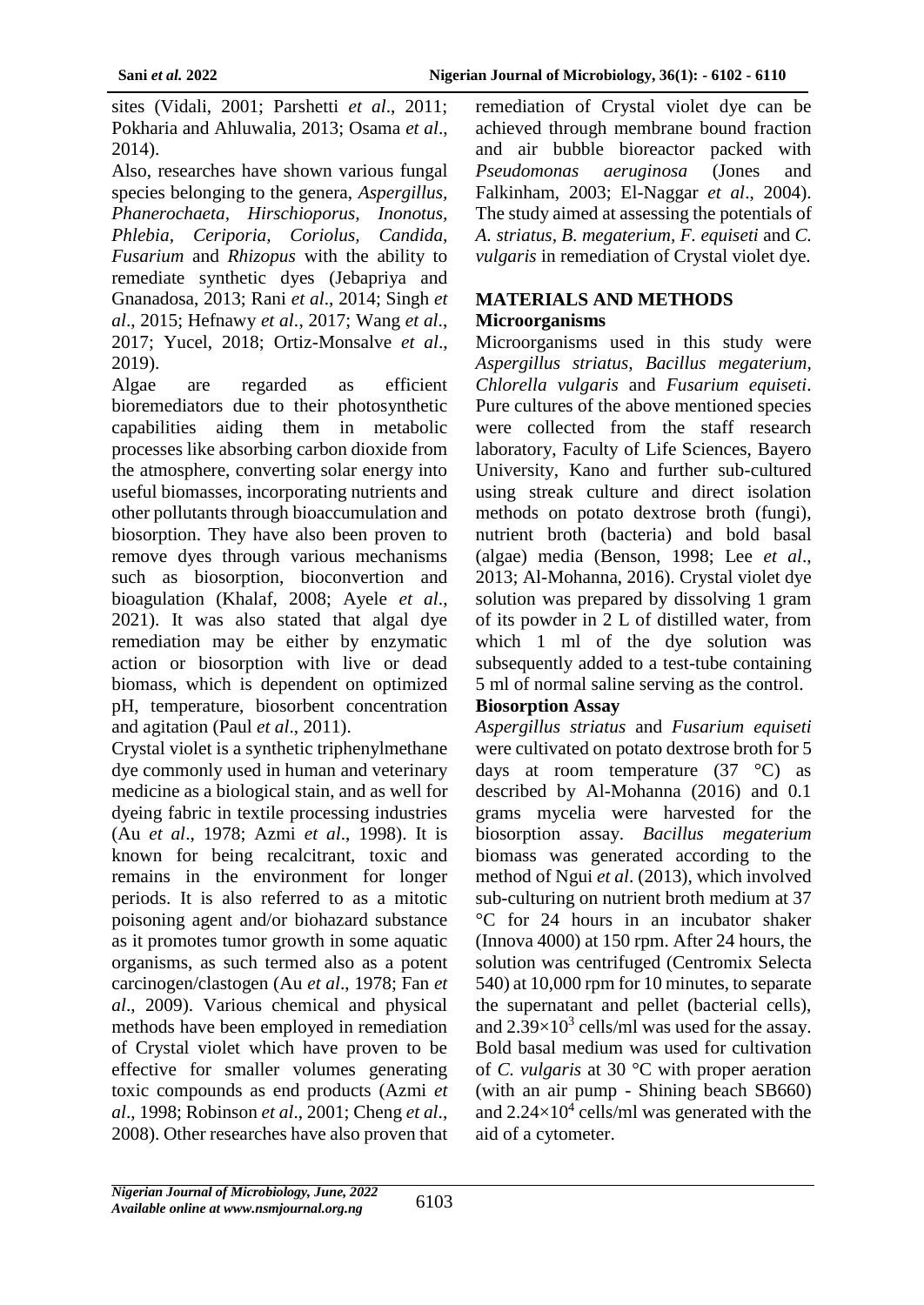sites (Vidali, 2001; Parshetti *et al*., 2011; Pokharia and Ahluwalia, 2013; Osama *et al*., 2014).

Also, researches have shown various fungal species belonging to the genera, *Aspergillus, Phanerochaeta, Hirschioporus, Inonotus, Phlebia, Ceriporia, Coriolus, Candida, Fusarium* and *Rhizopus* with the ability to remediate synthetic dyes (Jebapriya and Gnanadosa, 2013; Rani *et al*., 2014; Singh *et al*., 2015; Hefnawy *et al*., 2017; Wang *et al*., 2017; Yucel, 2018; Ortiz-Monsalve *et al*., 2019).

Algae are regarded as efficient bioremediators due to their photosynthetic capabilities aiding them in metabolic processes like absorbing carbon dioxide from the atmosphere, converting solar energy into useful biomasses, incorporating nutrients and other pollutants through bioaccumulation and biosorption. They have also been proven to remove dyes through various mechanisms such as biosorption, bioconvertion and bioagulation (Khalaf, 2008; Ayele *et al*., 2021). It was also stated that algal dye remediation may be either by enzymatic action or biosorption with live or dead biomass, which is dependent on optimized pH, temperature, biosorbent concentration and agitation (Paul *et al*., 2011).

Crystal violet is a synthetic triphenylmethane dye commonly used in human and veterinary medicine as a biological stain, and as well for dyeing fabric in textile processing industries (Au *et al*., 1978; Azmi *et al*., 1998). It is known for being recalcitrant, toxic and remains in the environment for longer periods. It is also referred to as a mitotic poisoning agent and/or biohazard substance as it promotes tumor growth in some aquatic organisms, as such termed also as a potent carcinogen/clastogen (Au *et al*., 1978; Fan *et al*., 2009). Various chemical and physical methods have been employed in remediation of Crystal violet which have proven to be effective for smaller volumes generating toxic compounds as end products (Azmi *et al*., 1998; Robinson *et al*., 2001; Cheng *et al*., 2008). Other researches have also proven that remediation of Crystal violet dye can be achieved through membrane bound fraction and air bubble bioreactor packed with *Pseudomonas aeruginosa* (Jones and Falkinham, 2003; El-Naggar *et al*., 2004). The study aimed at assessing the potentials of *A. striatus*, *B. megaterium*, *F. equiseti* and *C. vulgaris* in remediation of Crystal violet dye.

## MATERIALS AND METHODS

### Microorganisms

Microorganisms used in this study were *Aspergillus striatus*, *Bacillus megaterium*, *Chlorella vulgaris* and *Fusarium equiseti*. Pure cultures of the above mentioned species were collected from the staff research laboratory, Faculty of Life Sciences, Bayero University, Kano and further sub-cultured using streak culture and direct isolation methods on potato dextrose broth (fungi), nutrient broth (bacteria) and bold basal (algae) media (Benson, 1998; Lee *et al*., 2013; Al-Mohanna, 2016). Crystal violet dye solution was prepared by dissolving 1 gram of its powder in 2 L of distilled water, from which 1 ml of the dye solution was subsequently added to a test-tube containing 5 ml of normal saline serving as the control.

### Biosorption Assay

*Aspergillus striatus* and *Fusarium equiseti* were cultivated on potato dextrose broth for 5 days at room temperature (37 °C) as described by Al-Mohanna (2016) and 0.1 grams mycelia were harvested for the biosorption assay. *Bacillus megaterium* biomass was generated according to the method of Ngui *et al*. (2013), which involved sub-culturing on nutrient broth medium at 37 °C for 24 hours in an incubator shaker (Innova 4000) at 150 rpm. After 24 hours, the solution was centrifuged (Centromix Selecta 540) at 10,000 rpm for 10 minutes, to separate the supernatant and pellet (bacterial cells), and $2.39\times10^3$ cells/ml was used for the assay. Bold basal medium was used for cultivation of *C. vulgaris* at 30 °C with proper aeration (with an air pump - Shining beach SB660) and $2.24\times10^4$ cells/ml was generated with the aid of a cytometer.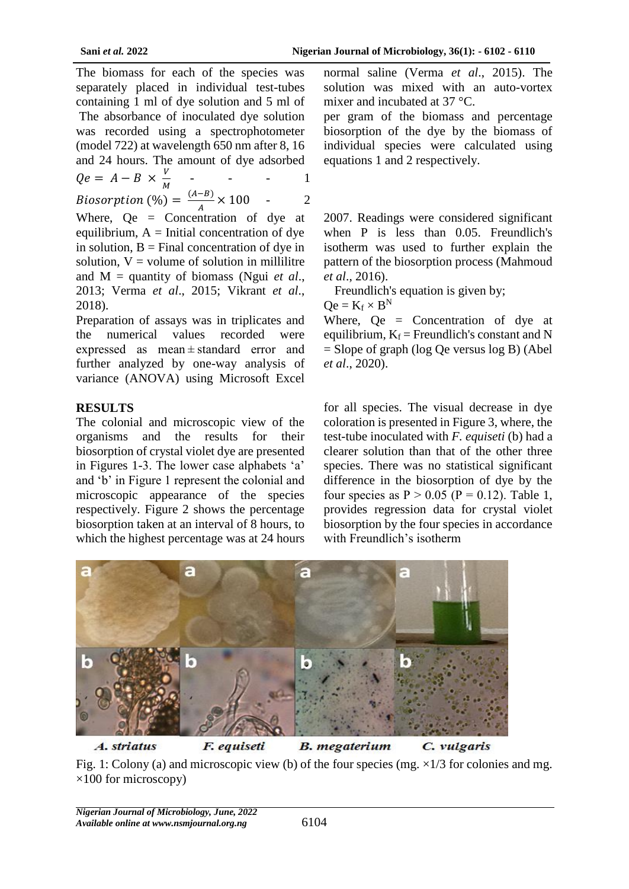The biomass for each of the species was separately placed in individual test-tubes containing 1 ml of dye solution and 5 ml of normal saline (Verma *et al*., 2015). The solution was mixed with an auto-vortex mixer and incubated at 37 °C.

The absorbance of inoculated dye solution was recorded using a spectrophotometer (model 722) at wavelength 650 nm after 8, 16 and 24 hours. The amount of dye adsorbed per gram of the biomass and percentage biosorption of the dye by the biomass of individual species were calculated using equations 1 and 2 respectively.

$$Qe = A - B \times \frac{V}{M} \qquad 1$$

$$Biosorption\ (\%) = \frac{(A-B)}{A} \times 100 \qquad 2$$

Where, Qe = Concentration of dye at equilibrium, A = Initial concentration of dye in solution, B = Final concentration of dye in solution, V = volume of solution in millilitre and M = quantity of biomass (Ngui *et al*., 2013; Verma *et al*., 2015; Vikrant *et al*., 2018).

Preparation of assays was in triplicates and the numerical values recorded were expressed as mean ± standard error and further analyzed by one-way analysis of variance (ANOVA) using Microsoft Excel 2007. Readings were considered significant when P is less than 0.05. Freundlich's isotherm was used to further explain the pattern of the biosorption process (Mahmoud *et al*., 2016).

Freundlich's equation is given by;

$$Qe = K_f \times B^N$$

Where, Qe = Concentration of dye at equilibrium, $K_f$ = Freundlich's constant and N = Slope of graph (log Qe versus log B) (Abel *et al*., 2020).

## RESULTS

The colonial and microscopic view of the organisms and the results for their biosorption of crystal violet dye are presented in Figures 1-3. The lower case alphabets 'a' and 'b' in Figure 1 represent the colonial and microscopic appearance of the species respectively. Figure 2 shows the percentage biosorption taken at an interval of 8 hours, to which the highest percentage was at 24 hours for all species. The visual decrease in dye coloration is presented in Figure 3, where, the test-tube inoculated with *F. equiseti* (b) had a clearer solution than that of the other three species. There was no statistical significant difference in the biosorption of dye by the four species as $P > 0.05$ ($P = 0.12$). Table 1, provides regression data for crystal violet biosorption by the four species in accordance with Freundlich's isotherm

*A. striatus* *F. equiseti* *B. megaterium* *C. vulgaris*

Fig. 1: Colony (a) and microscopic view (b) of the four species (mg. ×1/3 for colonies and mg. ×100 for microscopy)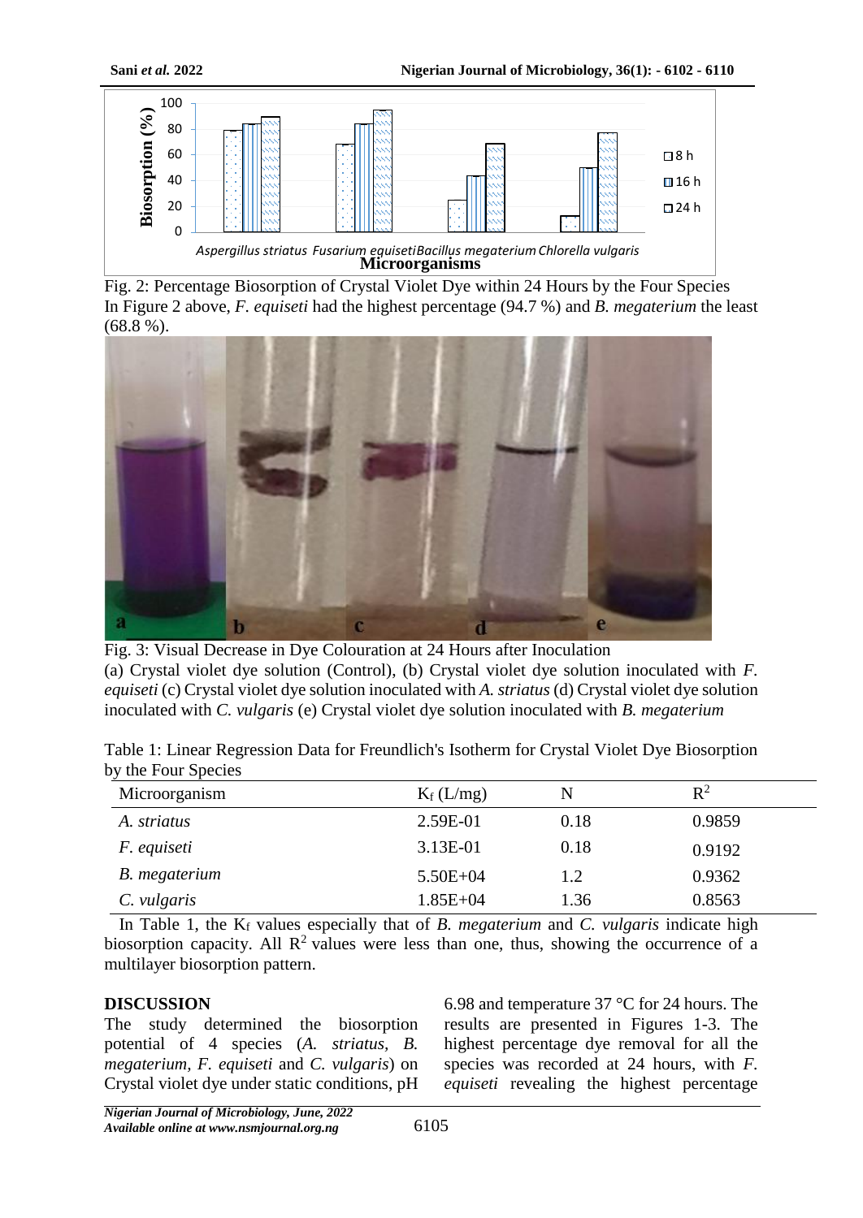Fig. 2: Percentage Biosorption of Crystal Violet Dye within 24 Hours by the Four Species

In Figure 2 above, *F. equiseti* had the highest percentage (94.7 %) and *B. megaterium* the least (68.8 %).

Fig. 3: Visual Decrease in Dye Colouration at 24 Hours after Inoculation

(a) Crystal violet dye solution (Control), (b) Crystal violet dye solution inoculated with *F. equiseti* (c) Crystal violet dye solution inoculated with *A. striatus* (d) Crystal violet dye solution inoculated with *C. vulgaris* (e) Crystal violet dye solution inoculated with *B. megaterium*

Table 1: Linear Regression Data for Freundlich's Isotherm for Crystal Violet Dye Biosorption by the Four Species

| Microorganism | $K_f$ (L/mg) | N | $R^2$ |
|---|---|---|---|
| *A. striatus* | 2.59E-01 | 0.18 | 0.9859 |
| *F. equiseti* | 3.13E-01 | 0.18 | 0.9192 |
| *B. megaterium* | 5.50E+04 | 1.2 | 0.9362 |
| *C. vulgaris* | 1.85E+04 | 1.36 | 0.8563 |

In Table 1, the $K_f$ values especially that of *B. megaterium* and *C. vulgaris* indicate high biosorption capacity. All $R^2$ values were less than one, thus, showing the occurrence of a multilayer biosorption pattern.

## DISCUSSION

The study determined the biosorption potential of 4 species (*A. striatus*, *B. megaterium*, *F. equiseti* and *C. vulgaris*) on Crystal violet dye under static conditions, pH 6.98 and temperature 37 °C for 24 hours. The results are presented in Figures 1-3. The highest percentage dye removal for all the species was recorded at 24 hours, with *F. equiseti* revealing the highest percentage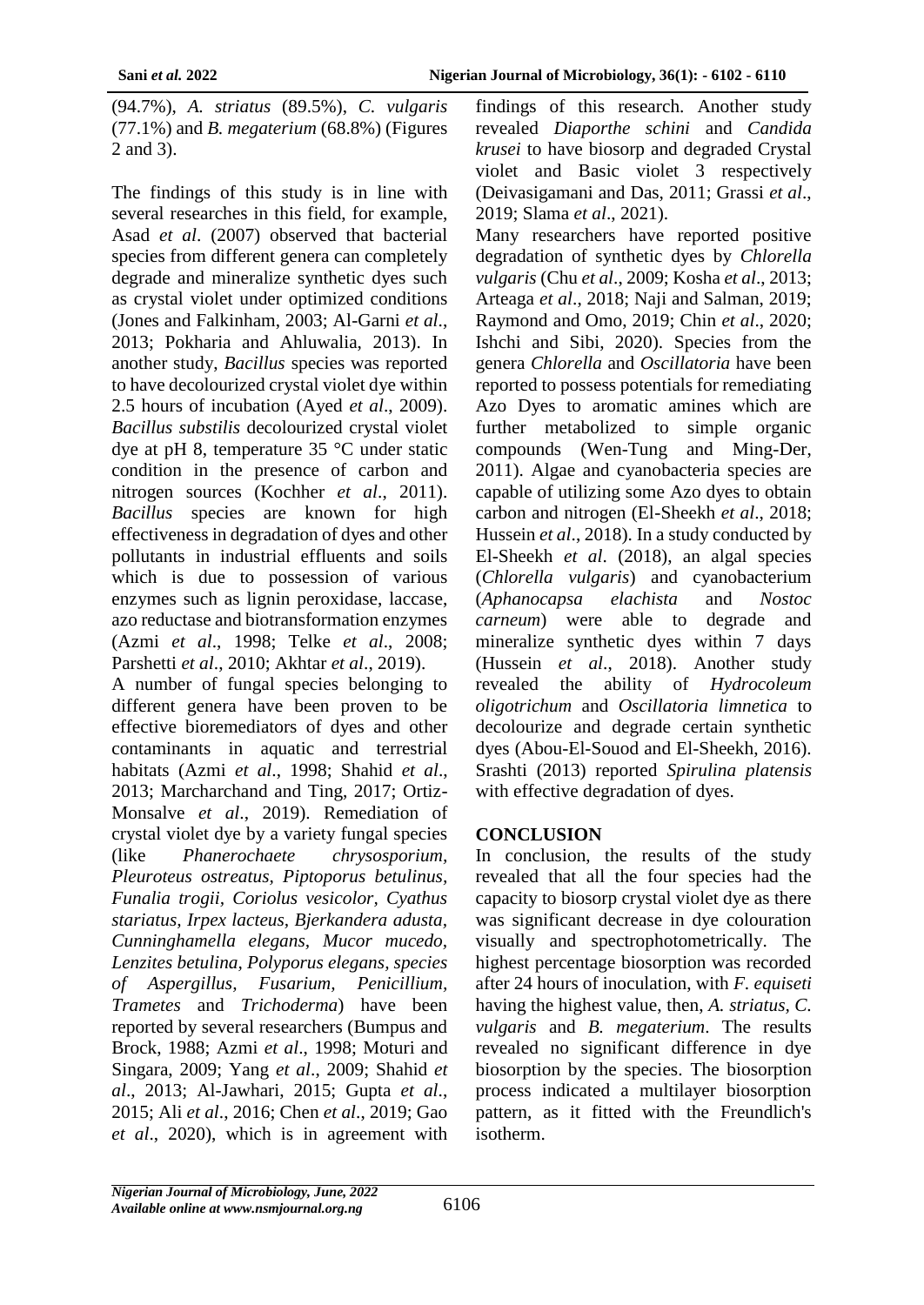(94.7%), *A. striatus* (89.5%), *C. vulgaris* (77.1%) and *B. megaterium* (68.8%) (Figures 2 and 3).

The findings of this study is in line with several researches in this field, for example, Asad *et al*. (2007) observed that bacterial species from different genera can completely degrade and mineralize synthetic dyes such as crystal violet under optimized conditions (Jones and Falkinham, 2003; Al-Garni *et al*., 2013; Pokharia and Ahluwalia, 2013). In another study, *Bacillus* species was reported to have decolourized crystal violet dye within 2.5 hours of incubation (Ayed *et al*., 2009). *Bacillus substilis* decolourized crystal violet dye at pH 8, temperature 35 °C under static condition in the presence of carbon and nitrogen sources (Kochher *et al*., 2011). *Bacillus* species are known for high effectiveness in degradation of dyes and other pollutants in industrial effluents and soils which is due to possession of various enzymes such as lignin peroxidase, laccase, azo reductase and biotransformation enzymes (Azmi *et al*., 1998; Telke *et al*., 2008; Parshetti *et al*., 2010; Akhtar *et al*., 2019).

A number of fungal species belonging to different genera have been proven to be effective bioremediators of dyes and other contaminants in aquatic and terrestrial habitats (Azmi *et al*., 1998; Shahid *et al*., 2013; Marcharchand and Ting, 2017; Ortiz-Monsalve *et al*., 2019). Remediation of crystal violet dye by a variety fungal species (like *Phanerochaete chrysosporium, Pleuroteus ostreatus, Piptoporus betulinus, Funalia trogii, Coriolus vesicolor, Cyathus stariatus, Irpex lacteus, Bjerkandera adusta, Cunninghamella elegans, Mucor mucedo, Lenzites betulina, Polyporus elegans, species of Aspergillus, Fusarium, Penicillium, Trametes* and *Trichoderma*) have been reported by several researchers (Bumpus and Brock, 1988; Azmi *et al*., 1998; Moturi and Singara, 2009; Yang *et al*., 2009; Shahid *et al*., 2013; Al-Jawhari, 2015; Gupta *et al*., 2015; Ali *et al*., 2016; Chen *et al*., 2019; Gao *et al*., 2020), which is in agreement with findings of this research. Another study revealed *Diaporthe schini* and *Candida krusei* to have biosorp and degraded Crystal violet and Basic violet 3 respectively (Deivasigamani and Das, 2011; Grassi *et al*., 2019; Slama *et al*., 2021).

Many researchers have reported positive degradation of synthetic dyes by *Chlorella vulgaris* (Chu *et al*., 2009; Kosha *et al*., 2013; Arteaga *et al*., 2018; Naji and Salman, 2019; Raymond and Omo, 2019; Chin *et al*., 2020; Ishchi and Sibi, 2020). Species from the genera *Chlorella* and *Oscillatoria* have been reported to possess potentials for remediating Azo Dyes to aromatic amines which are further metabolized to simple organic compounds (Wen-Tung and Ming-Der, 2011). Algae and cyanobacteria species are capable of utilizing some Azo dyes to obtain carbon and nitrogen (El-Sheekh *et al*., 2018; Hussein *et al*., 2018). In a study conducted by El-Sheekh *et al*. (2018), an algal species (*Chlorella vulgaris*) and cyanobacterium (*Aphanocapsa elachista* and *Nostoc carneum*) were able to degrade and mineralize synthetic dyes within 7 days (Hussein *et al*., 2018). Another study revealed the ability of *Hydrocoleum oligotrichum* and *Oscillatoria limnetica* to decolourize and degrade certain synthetic dyes (Abou-El-Souod and El-Sheekh, 2016). Srashti (2013) reported *Spirulina platensis* with effective degradation of dyes.

## CONCLUSION

In conclusion, the results of the study revealed that all the four species had the capacity to biosorp crystal violet dye as there was significant decrease in dye colouration visually and spectrophotometrically. The highest percentage biosorption was recorded after 24 hours of inoculation, with *F. equiseti* having the highest value, then, *A. striatus, C. vulgaris* and *B. megaterium*. The results revealed no significant difference in dye biosorption by the species. The biosorption process indicated a multilayer biosorption pattern, as it fitted with the Freundlich's isotherm.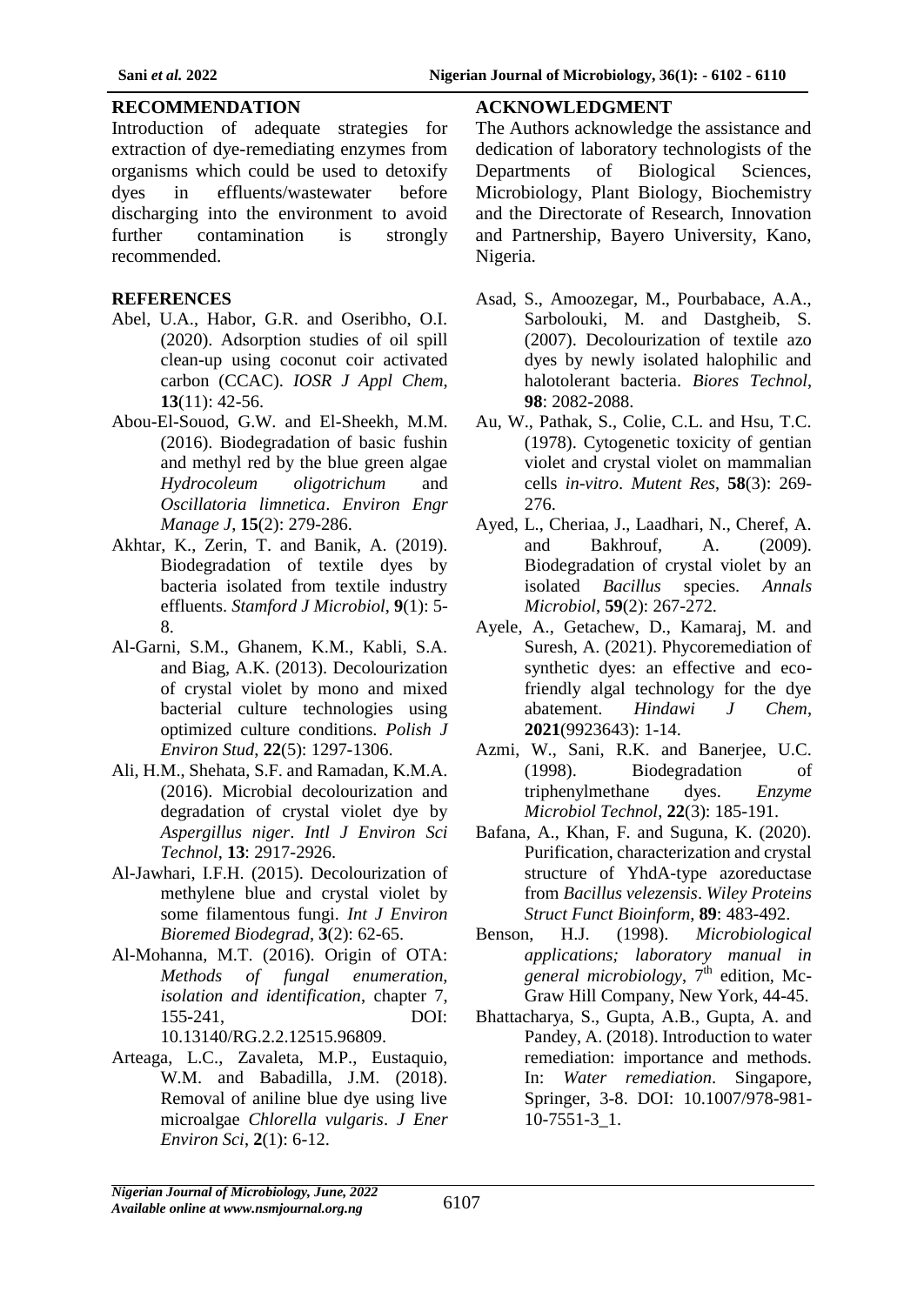## RECOMMENDATION

Introduction of adequate strategies for extraction of dye-remediating enzymes from organisms which could be used to detoxify dyes in effluents/wastewater before discharging into the environment to avoid further contamination is strongly recommended.

## ACKNOWLEDGMENT

The Authors acknowledge the assistance and dedication of laboratory technologists of the Departments of Biological Sciences, Microbiology, Plant Biology, Biochemistry and the Directorate of Research, Innovation and Partnership, Bayero University, Kano, Nigeria.

## REFERENCES

Abel, U.A., Habor, G.R. and Oseribho, O.I. (2020). Adsorption studies of oil spill clean-up using coconut coir activated carbon (CCAC). *IOSR J Appl Chem*, **13**(11): 42-56.

Abou-El-Souod, G.W. and El-Sheekh, M.M. (2016). Biodegradation of basic fushin and methyl red by the blue green algae *Hydrocoleum oligotrichum* and *Oscillatoria limnetica*. *Environ Engr Manage J*, **15**(2): 279-286.

Akhtar, K., Zerin, T. and Banik, A. (2019). Biodegradation of textile dyes by bacteria isolated from textile industry effluents. *Stamford J Microbiol*, **9**(1): 5-8.

Al-Garni, S.M., Ghanem, K.M., Kabli, S.A. and Biag, A.K. (2013). Decolourization of crystal violet by mono and mixed bacterial culture technologies using optimized culture conditions. *Polish J Environ Stud*, **22**(5): 1297-1306.

Ali, H.M., Shehata, S.F. and Ramadan, K.M.A. (2016). Microbial decolourization and degradation of crystal violet dye by *Aspergillus niger*. *Intl J Environ Sci Technol*, **13**: 2917-2926.

Al-Jawhari, I.F.H. (2015). Decolourization of methylene blue and crystal violet by some filamentous fungi. *Int J Environ Bioremed Biodegrad*, **3**(2): 62-65.

Al-Mohanna, M.T. (2016). Origin of OTA: *Methods of fungal enumeration, isolation and identification*, chapter 7, 155-241, DOI: 10.13140/RG.2.2.12515.96809.

Arteaga, L.C., Zavaleta, M.P., Eustaquio, W.M. and Babadilla, J.M. (2018). Removal of aniline blue dye using live microalgae *Chlorella vulgaris*. *J Ener Environ Sci*, **2**(1): 6-12.

Asad, S., Amoozegar, M., Pourbabace, A.A., Sarbolouki, M. and Dastgheib, S. (2007). Decolourization of textile azo dyes by newly isolated halophilic and halotolerant bacteria. *Biores Technol*, **98**: 2082-2088.

Au, W., Pathak, S., Colie, C.L. and Hsu, T.C. (1978). Cytogenetic toxicity of gentian violet and crystal violet on mammalian cells *in-vitro*. *Mutent Res*, **58**(3): 269-276.

Ayed, L., Cheriaa, J., Laadhari, N., Cheref, A. and Bakhrouf, A. (2009). Biodegradation of crystal violet by an isolated *Bacillus* species. *Annals Microbiol*, **59**(2): 267-272.

Ayele, A., Getachew, D., Kamaraj, M. and Suresh, A. (2021). Phycoremediation of synthetic dyes: an effective and eco-friendly algal technology for the dye abatement. *Hindawi J Chem*, **2021**(9923643): 1-14.

Azmi, W., Sani, R.K. and Banerjee, U.C. (1998). Biodegradation of triphenylmethane dyes. *Enzyme Microbiol Technol*, **22**(3): 185-191.

Bafana, A., Khan, F. and Suguna, K. (2020). Purification, characterization and crystal structure of YhdA-type azoreductase from *Bacillus velezensis*. *Wiley Proteins Struct Funct Bioinform*, **89**: 483-492.

Benson, H.J. (1998). *Microbiological applications; laboratory manual in general microbiology*, 7th edition, Mc-Graw Hill Company, New York, 44-45.

Bhattacharya, S., Gupta, A.B., Gupta, A. and Pandey, A. (2018). Introduction to water remediation: importance and methods. In: *Water remediation*. Singapore, Springer, 3-8. DOI: 10.1007/978-981-10-7551-3_1.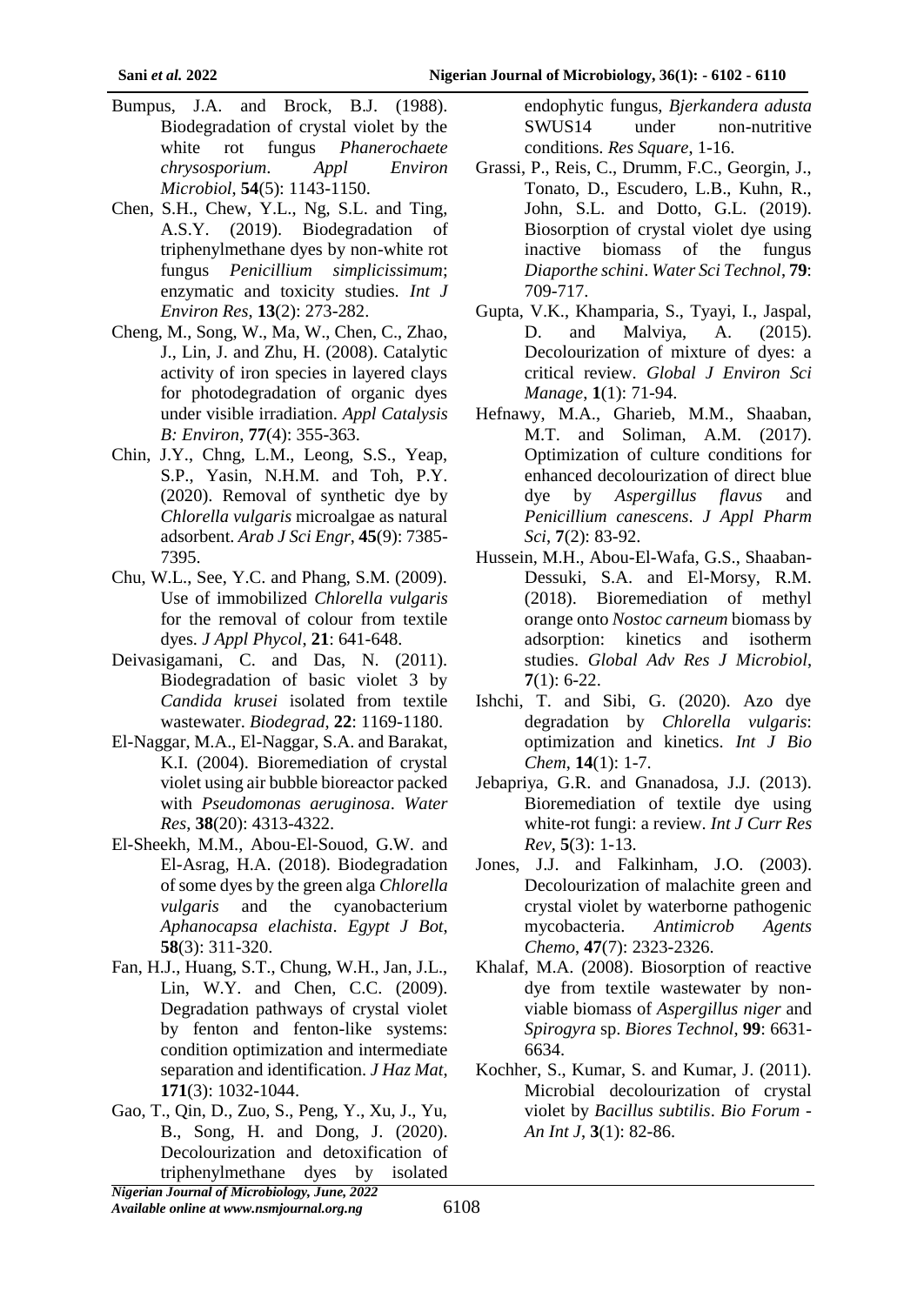Bumpus, J.A. and Brock, B.J. (1988). Biodegradation of crystal violet by the white rot fungus *Phanerochaete chrysosporium*. *Appl Environ Microbiol*, **54**(5): 1143-1150.

Chen, S.H., Chew, Y.L., Ng, S.L. and Ting, A.S.Y. (2019). Biodegradation of triphenylmethane dyes by non-white rot fungus *Penicillium simplicissimum*; enzymatic and toxicity studies. *Int J Environ Res*, **13**(2): 273-282.

Cheng, M., Song, W., Ma, W., Chen, C., Zhao, J., Lin, J. and Zhu, H. (2008). Catalytic activity of iron species in layered clays for photodegradation of organic dyes under visible irradiation. *Appl Catalysis B: Environ*, **77**(4): 355-363.

Chin, J.Y., Chng, L.M., Leong, S.S., Yeap, S.P., Yasin, N.H.M. and Toh, P.Y. (2020). Removal of synthetic dye by *Chlorella vulgaris* microalgae as natural adsorbent. *Arab J Sci Engr*, **45**(9): 7385-7395.

Chu, W.L., See, Y.C. and Phang, S.M. (2009). Use of immobilized *Chlorella vulgaris* for the removal of colour from textile dyes. *J Appl Phycol*, **21**: 641-648.

Deivasigamani, C. and Das, N. (2011). Biodegradation of basic violet 3 by *Candida krusei* isolated from textile wastewater. *Biodegrad*, **22**: 1169-1180.

El-Naggar, M.A., El-Naggar, S.A. and Barakat, K.I. (2004). Bioremediation of crystal violet using air bubble bioreactor packed with *Pseudomonas aeruginosa*. *Water Res*, **38**(20): 4313-4322.

El-Sheekh, M.M., Abou-El-Souod, G.W. and El-Asrag, H.A. (2018). Biodegradation of some dyes by the green alga *Chlorella vulgaris* and the cyanobacterium *Aphanocapsa elachista*. *Egypt J Bot*, **58**(3): 311-320.

Fan, H.J., Huang, S.T., Chung, W.H., Jan, J.L., Lin, W.Y. and Chen, C.C. (2009). Degradation pathways of crystal violet by fenton and fenton-like systems: condition optimization and intermediate separation and identification. *J Haz Mat*, **171**(3): 1032-1044.

Gao, T., Qin, D., Zuo, S., Peng, Y., Xu, J., Yu, B., Song, H. and Dong, J. (2020). Decolourization and detoxification of triphenylmethane dyes by isolated endophytic fungus, *Bjerkandera adusta* SWUS14 under non-nutritive conditions. *Res Square*, 1-16.

Grassi, P., Reis, C., Drumm, F.C., Georgin, J., Tonato, D., Escudero, L.B., Kuhn, R., John, S.L. and Dotto, G.L. (2019). Biosorption of crystal violet dye using inactive biomass of the fungus *Diaporthe schini*. *Water Sci Technol*, **79**: 709-717.

Gupta, V.K., Khamparia, S., Tyayi, I., Jaspal, D. and Malviya, A. (2015). Decolourization of mixture of dyes: a critical review. *Global J Environ Sci Manage*, **1**(1): 71-94.

Hefnawy, M.A., Gharieb, M.M., Shaaban, M.T. and Soliman, A.M. (2017). Optimization of culture conditions for enhanced decolourization of direct blue dye by *Aspergillus flavus* and *Penicillium canescens*. *J Appl Pharm Sci*, **7**(2): 83-92.

Hussein, M.H., Abou-El-Wafa, G.S., Shaaban-Dessuki, S.A. and El-Morsy, R.M. (2018). Bioremediation of methyl orange onto *Nostoc carneum* biomass by adsorption: kinetics and isotherm studies. *Global Adv Res J Microbiol*, **7**(1): 6-22.

Ishchi, T. and Sibi, G. (2020). Azo dye degradation by *Chlorella vulgaris*: optimization and kinetics. *Int J Bio Chem*, **14**(1): 1-7.

Jebapriya, G.R. and Gnanadosa, J.J. (2013). Bioremediation of textile dye using white-rot fungi: a review. *Int J Curr Res Rev*, **5**(3): 1-13.

Jones, J.J. and Falkinham, J.O. (2003). Decolourization of malachite green and crystal violet by waterborne pathogenic mycobacteria. *Antimicrob Agents Chemo*, **47**(7): 2323-2326.

Khalaf, M.A. (2008). Biosorption of reactive dye from textile wastewater by non-viable biomass of *Aspergillus niger* and *Spirogyra* sp. *Biores Technol*, **99**: 6631-6634.

Kochher, S., Kumar, S. and Kumar, J. (2011). Microbial decolourization of crystal violet by *Bacillus subtilis*. *Bio Forum - An Int J*, **3**(1): 82-86.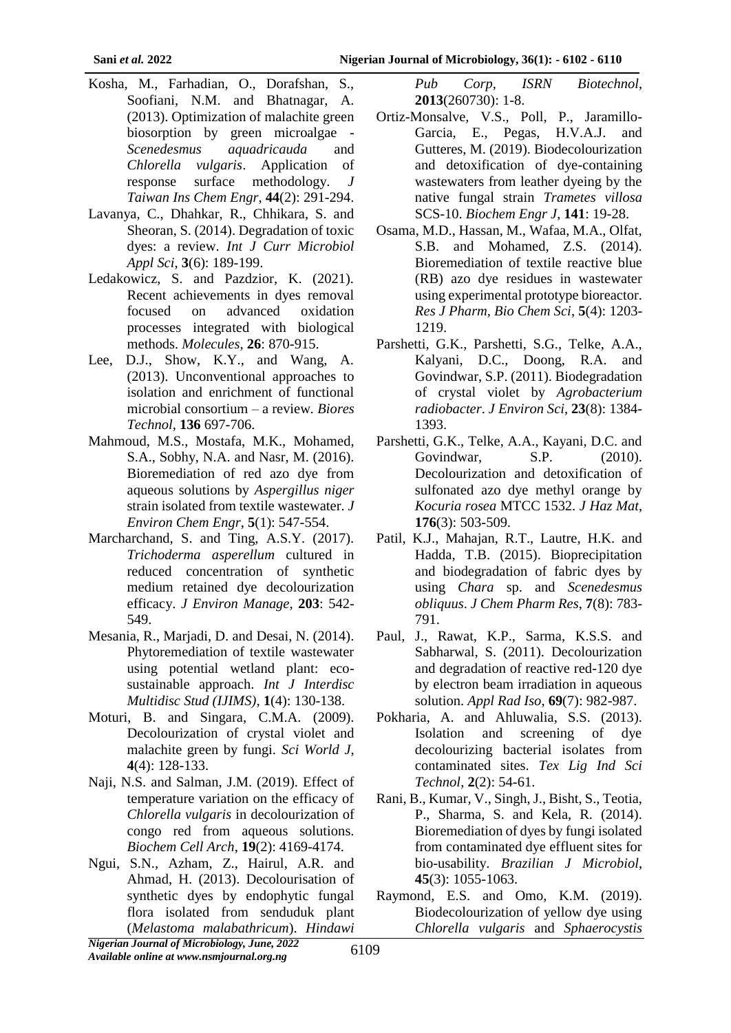Kosha, M., Farhadian, O., Dorafshan, S., Soofiani, N.M. and Bhatnagar, A. (2013). Optimization of malachite green biosorption by green microalgae - *Scenedesmus aquadricauda* and *Chlorella vulgaris*. Application of response surface methodology. *J Taiwan Ins Chem Engr*, **44**(2): 291-294.

Lavanya, C., Dhahkar, R., Chhikara, S. and Sheoran, S. (2014). Degradation of toxic dyes: a review. *Int J Curr Microbiol Appl Sci*, **3**(6): 189-199.

Ledakowicz, S. and Pazdzior, K. (2021). Recent achievements in dyes removal focused on advanced oxidation processes integrated with biological methods. *Molecules*, **26**: 870-915.

Lee, D.J., Show, K.Y., and Wang, A. (2013). Unconventional approaches to isolation and enrichment of functional microbial consortium – a review. *Biores Technol*, **136** 697-706.

Mahmoud, M.S., Mostafa, M.K., Mohamed, S.A., Sobhy, N.A. and Nasr, M. (2016). Bioremediation of red azo dye from aqueous solutions by *Aspergillus niger* strain isolated from textile wastewater. *J Environ Chem Engr*, **5**(1): 547-554.

Marcharchand, S. and Ting, A.S.Y. (2017). *Trichoderma asperellum* cultured in reduced concentration of synthetic medium retained dye decolourization efficacy. *J Environ Manage*, **203**: 542-549.

Mesania, R., Marjadi, D. and Desai, N. (2014). Phytoremediation of textile wastewater using potential wetland plant: eco-sustainable approach. *Int J Interdisc Multidisc Stud (IJIMS)*, **1**(4): 130-138.

Moturi, B. and Singara, C.M.A. (2009). Decolourization of crystal violet and malachite green by fungi. *Sci World J*, **4**(4): 128-133.

Naji, N.S. and Salman, J.M. (2019). Effect of temperature variation on the efficacy of *Chlorella vulgaris* in decolourization of congo red from aqueous solutions. *Biochem Cell Arch*, **19**(2): 4169-4174.

Ngui, S.N., Azham, Z., Hairul, A.R. and Ahmad, H. (2013). Decolourisation of synthetic dyes by endophytic fungal flora isolated from senduduk plant (*Melastoma malabathricum*). *Hindawi Pub Corp, ISRN Biotechnol*, **2013**(260730): 1-8.

Ortiz-Monsalve, V.S., Poll, P., Jaramillo-Garcia, E., Pegas, H.V.A.J. and Gutteres, M. (2019). Biodecolourization and detoxification of dye-containing wastewaters from leather dyeing by the native fungal strain *Trametes villosa* SCS-10. *Biochem Engr J*, **141**: 19-28.

Osama, M.D., Hassan, M., Wafaa, M.A., Olfat, S.B. and Mohamed, Z.S. (2014). Bioremediation of textile reactive blue (RB) azo dye residues in wastewater using experimental prototype bioreactor. *Res J Pharm, Bio Chem Sci*, **5**(4): 1203-1219.

Parshetti, G.K., Parshetti, S.G., Telke, A.A., Kalyani, D.C., Doong, R.A. and Govindwar, S.P. (2011). Biodegradation of crystal violet by *Agrobacterium radiobacter*. *J Environ Sci*, **23**(8): 1384-1393.

Parshetti, G.K., Telke, A.A., Kayani, D.C. and Govindwar, S.P. (2010). Decolourization and detoxification of sulfonated azo dye methyl orange by *Kocuria rosea* MTCC 1532. *J Haz Mat*, **176**(3): 503-509.

Patil, K.J., Mahajan, R.T., Lautre, H.K. and Hadda, T.B. (2015). Bioprecipitation and biodegradation of fabric dyes by using *Chara* sp. and *Scenedesmus obliquus*. *J Chem Pharm Res*, **7**(8): 783-791.

Paul, J., Rawat, K.P., Sarma, K.S.S. and Sabharwal, S. (2011). Decolourization and degradation of reactive red-120 dye by electron beam irradiation in aqueous solution. *Appl Rad Iso*, **69**(7): 982-987.

Pokharia, A. and Ahluwalia, S.S. (2013). Isolation and screening of dye decolourizing bacterial isolates from contaminated sites. *Tex Lig Ind Sci Technol*, **2**(2): 54-61.

Rani, B., Kumar, V., Singh, J., Bisht, S., Teotia, P., Sharma, S. and Kela, R. (2014). Bioremediation of dyes by fungi isolated from contaminated dye effluent sites for bio-usability. *Brazilian J Microbiol*, **45**(3): 1055-1063.

Raymond, E.S. and Omo, K.M. (2019). Biodecolourization of yellow dye using *Chlorella vulgaris* and *Sphaerocystis*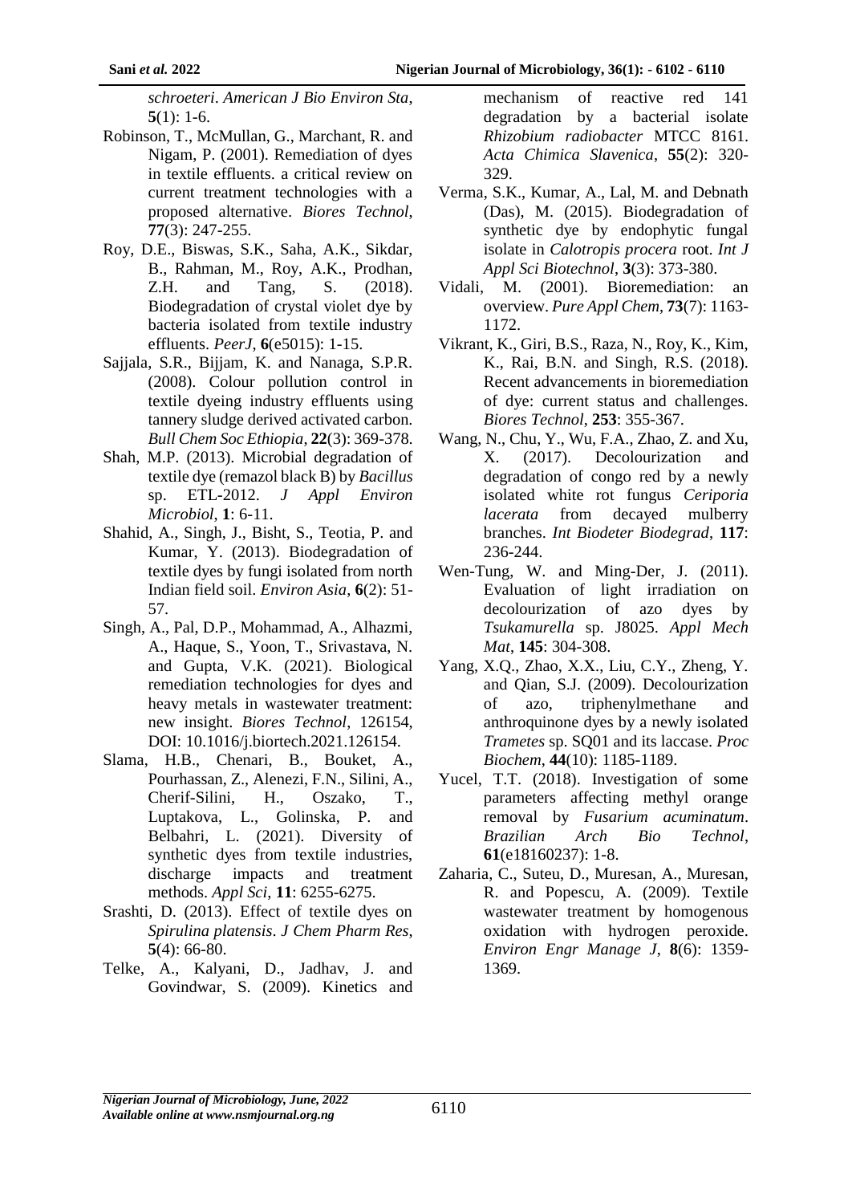*schroeteri*. *American J Bio Environ Sta*, **5**(1): 1-6.

Robinson, T., McMullan, G., Marchant, R. and Nigam, P. (2001). Remediation of dyes in textile effluents. a critical review on current treatment technologies with a proposed alternative. *Biores Technol*, **77**(3): 247-255.

Roy, D.E., Biswas, S.K., Saha, A.K., Sikdar, B., Rahman, M., Roy, A.K., Prodhan, Z.H. and Tang, S. (2018). Biodegradation of crystal violet dye by bacteria isolated from textile industry effluents. *PeerJ*, **6**(e5015): 1-15.

Sajjala, S.R., Bijjam, K. and Nanaga, S.P.R. (2008). Colour pollution control in textile dyeing industry effluents using tannery sludge derived activated carbon. *Bull Chem Soc Ethiopia*, **22**(3): 369-378.

Shah, M.P. (2013). Microbial degradation of textile dye (remazol black B) by *Bacillus* sp. ETL-2012. *J Appl Environ Microbiol*, **1**: 6-11.

Shahid, A., Singh, J., Bisht, S., Teotia, P. and Kumar, Y. (2013). Biodegradation of textile dyes by fungi isolated from north Indian field soil. *Environ Asia*, **6**(2): 51-57.

Singh, A., Pal, D.P., Mohammad, A., Alhazmi, A., Haque, S., Yoon, T., Srivastava, N. and Gupta, V.K. (2021). Biological remediation technologies for dyes and heavy metals in wastewater treatment: new insight. *Biores Technol*, 126154, DOI: 10.1016/j.biortech.2021.126154.

Slama, H.B., Chenari, B., Bouket, A., Pourhassan, Z., Alenezi, F.N., Silini, A., Cherif-Silini, H., Oszako, T., Luptakova, L., Golinska, P. and Belbahri, L. (2021). Diversity of synthetic dyes from textile industries, discharge impacts and treatment methods. *Appl Sci*, **11**: 6255-6275.

Srashti, D. (2013). Effect of textile dyes on *Spirulina platensis*. *J Chem Pharm Res*, **5**(4): 66-80.

Telke, A., Kalyani, D., Jadhav, J. and Govindwar, S. (2009). Kinetics and mechanism of reactive red 141 degradation by a bacterial isolate *Rhizobium radiobacter* MTCC 8161. *Acta Chimica Slavenica*, **55**(2): 320-329.

Verma, S.K., Kumar, A., Lal, M. and Debnath (Das), M. (2015). Biodegradation of synthetic dye by endophytic fungal isolate in *Calotropis procera* root. *Int J Appl Sci Biotechnol*, **3**(3): 373-380.

Vidali, M. (2001). Bioremediation: an overview. *Pure Appl Chem*, **73**(7): 1163-1172.

Vikrant, K., Giri, B.S., Raza, N., Roy, K., Kim, K., Rai, B.N. and Singh, R.S. (2018). Recent advancements in bioremediation of dye: current status and challenges. *Biores Technol*, **253**: 355-367.

Wang, N., Chu, Y., Wu, F.A., Zhao, Z. and Xu, X. (2017). Decolourization and degradation of congo red by a newly isolated white rot fungus *Ceriporia lacerata* from decayed mulberry branches. *Int Biodeter Biodegrad*, **117**: 236-244.

Wen-Tung, W. and Ming-Der, J. (2011). Evaluation of light irradiation on decolourization of azo dyes by *Tsukamurella* sp. J8025. *Appl Mech Mat*, **145**: 304-308.

Yang, X.Q., Zhao, X.X., Liu, C.Y., Zheng, Y. and Qian, S.J. (2009). Decolourization of azo, triphenylmethane and anthroquinone dyes by a newly isolated *Trametes* sp. SQ01 and its laccase. *Proc Biochem*, **44**(10): 1185-1189.

Yucel, T.T. (2018). Investigation of some parameters affecting methyl orange removal by *Fusarium acuminatum*. *Brazilian Arch Bio Technol*, **61**(e18160237): 1-8.

Zaharia, C., Suteu, D., Muresan, A., Muresan, R. and Popescu, A. (2009). Textile wastewater treatment by homogenous oxidation with hydrogen peroxide. *Environ Engr Manage J*, **8**(6): 1359-1369.